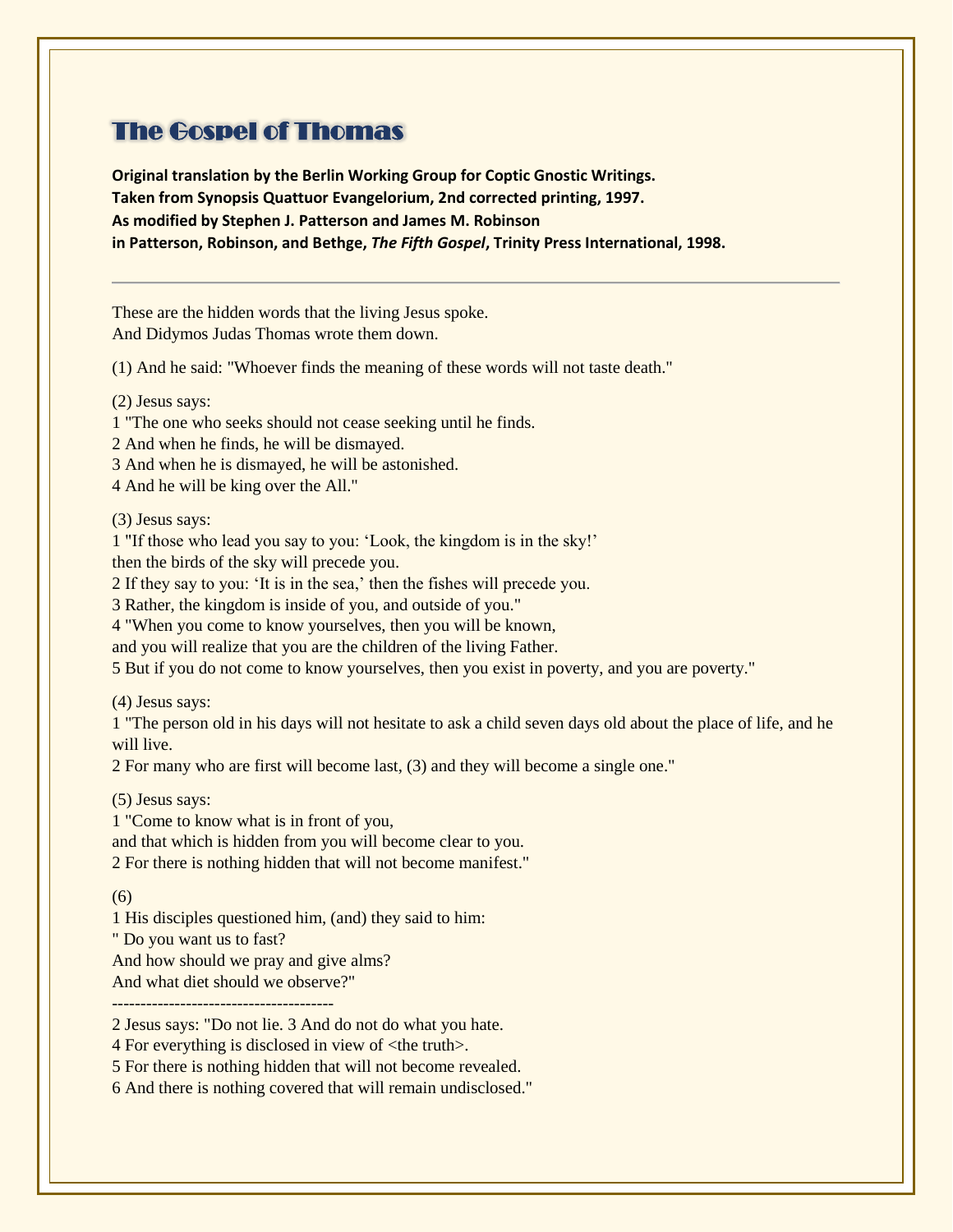# The Gospel of Thomas

**Original translation by the Berlin Working Group for Coptic Gnostic Writings.**
**Taken from Synopsis Quattuor Evangelorium, 2nd corrected printing, 1997.**
**As modified by Stephen J. Patterson and James M. Robinson**
**in Patterson, Robinson, and Bethge, *The Fifth Gospel*, Trinity Press International, 1998.**

---

These are the hidden words that the living Jesus spoke.
And Didymos Judas Thomas wrote them down.

(1) And he said: "Whoever finds the meaning of these words will not taste death."

(2) Jesus says:
1 "The one who seeks should not cease seeking until he finds.
2 And when he finds, he will be dismayed.
3 And when he is dismayed, he will be astonished.
4 And he will be king over the All."

(3) Jesus says:
1 "If those who lead you say to you: 'Look, the kingdom is in the sky!'
then the birds of the sky will precede you.
2 If they say to you: 'It is in the sea,' then the fishes will precede you.
3 Rather, the kingdom is inside of you, and outside of you."
4 "When you come to know yourselves, then you will be known,
and you will realize that you are the children of the living Father.
5 But if you do not come to know yourselves, then you exist in poverty, and you are poverty."

(4) Jesus says:
1 "The person old in his days will not hesitate to ask a child seven days old about the place of life, and he will live.
2 For many who are first will become last, (3) and they will become a single one."

(5) Jesus says:
1 "Come to know what is in front of you,
and that which is hidden from you will become clear to you.
2 For there is nothing hidden that will not become manifest."

(6)
1 His disciples questioned him, (and) they said to him:
" Do you want us to fast?
And how should we pray and give alms?
And what diet should we observe?"
--------------------------------------
2 Jesus says: "Do not lie. 3 And do not do what you hate.
4 For everything is disclosed in view of <the truth>.
5 For there is nothing hidden that will not become revealed.
6 And there is nothing covered that will remain undisclosed."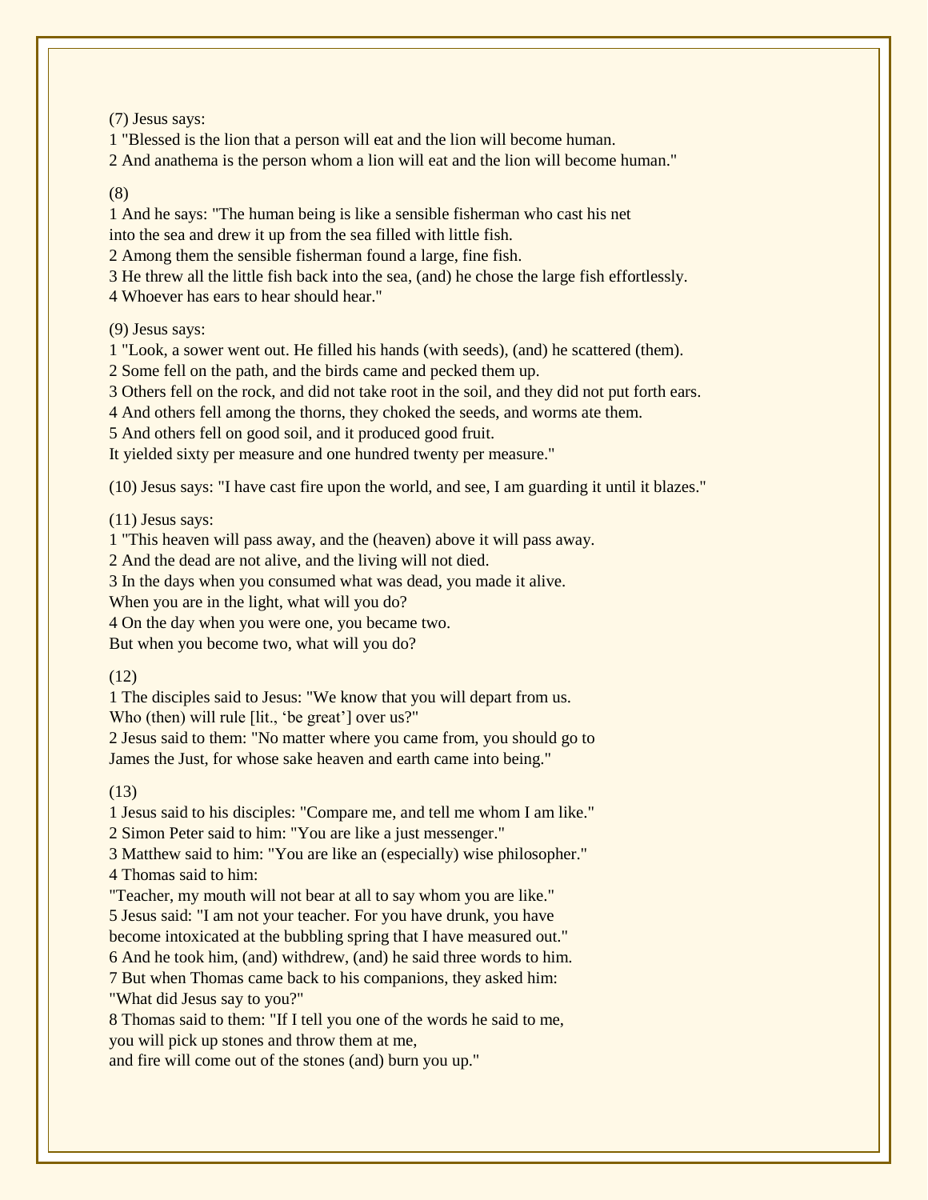(7) Jesus says:
1 "Blessed is the lion that a person will eat and the lion will become human.
2 And anathema is the person whom a lion will eat and the lion will become human."

(8)
1 And he says: "The human being is like a sensible fisherman who cast his net
into the sea and drew it up from the sea filled with little fish.
2 Among them the sensible fisherman found a large, fine fish.
3 He threw all the little fish back into the sea, (and) he chose the large fish effortlessly.
4 Whoever has ears to hear should hear."

(9) Jesus says:
1 "Look, a sower went out. He filled his hands (with seeds), (and) he scattered (them).
2 Some fell on the path, and the birds came and pecked them up.
3 Others fell on the rock, and did not take root in the soil, and they did not put forth ears.
4 And others fell among the thorns, they choked the seeds, and worms ate them.
5 And others fell on good soil, and it produced good fruit.
It yielded sixty per measure and one hundred twenty per measure."

(10) Jesus says: "I have cast fire upon the world, and see, I am guarding it until it blazes."

(11) Jesus says:
1 "This heaven will pass away, and the (heaven) above it will pass away.
2 And the dead are not alive, and the living will not died.
3 In the days when you consumed what was dead, you made it alive.
When you are in the light, what will you do?
4 On the day when you were one, you became two.
But when you become two, what will you do?

(12)
1 The disciples said to Jesus: "We know that you will depart from us.
Who (then) will rule [lit., 'be great'] over us?"
2 Jesus said to them: "No matter where you came from, you should go to
James the Just, for whose sake heaven and earth came into being."

(13)
1 Jesus said to his disciples: "Compare me, and tell me whom I am like."
2 Simon Peter said to him: "You are like a just messenger."
3 Matthew said to him: "You are like an (especially) wise philosopher."
4 Thomas said to him:
"Teacher, my mouth will not bear at all to say whom you are like."
5 Jesus said: "I am not your teacher. For you have drunk, you have
become intoxicated at the bubbling spring that I have measured out."
6 And he took him, (and) withdrew, (and) he said three words to him.
7 But when Thomas came back to his companions, they asked him:
"What did Jesus say to you?"
8 Thomas said to them: "If I tell you one of the words he said to me,
you will pick up stones and throw them at me,
and fire will come out of the stones (and) burn you up."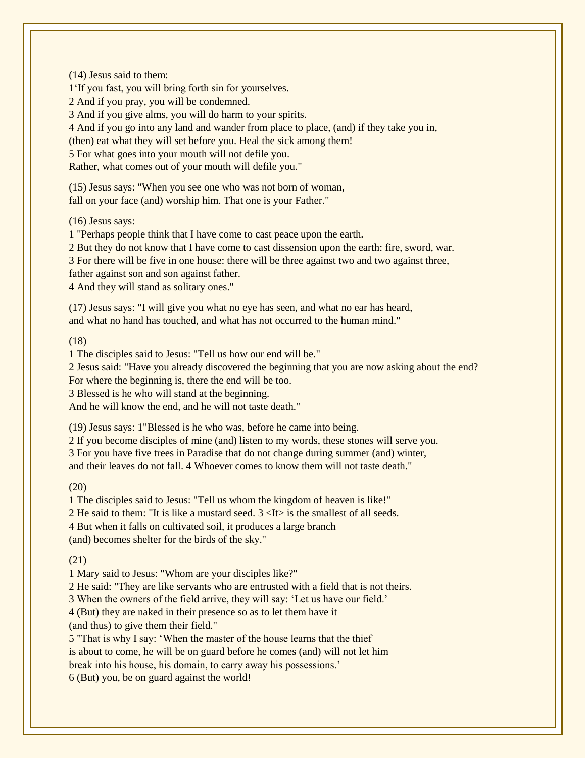(14) Jesus said to them:
1'If you fast, you will bring forth sin for yourselves.
2 And if you pray, you will be condemned.
3 And if you give alms, you will do harm to your spirits.
4 And if you go into any land and wander from place to place, (and) if they take you in,
(then) eat what they will set before you. Heal the sick among them!
5 For what goes into your mouth will not defile you.
Rather, what comes out of your mouth will defile you."

(15) Jesus says: "When you see one who was not born of woman,
fall on your face (and) worship him. That one is your Father."

(16) Jesus says:
1 "Perhaps people think that I have come to cast peace upon the earth.
2 But they do not know that I have come to cast dissension upon the earth: fire, sword, war.
3 For there will be five in one house: there will be three against two and two against three,
father against son and son against father.
4 And they will stand as solitary ones."

(17) Jesus says: "I will give you what no eye has seen, and what no ear has heard,
and what no hand has touched, and what has not occurred to the human mind."

(18)
1 The disciples said to Jesus: "Tell us how our end will be."
2 Jesus said: "Have you already discovered the beginning that you are now asking about the end?
For where the beginning is, there the end will be too.
3 Blessed is he who will stand at the beginning.
And he will know the end, and he will not taste death."

(19) Jesus says: 1"Blessed is he who was, before he came into being.
2 If you become disciples of mine (and) listen to my words, these stones will serve you.
3 For you have five trees in Paradise that do not change during summer (and) winter,
and their leaves do not fall. 4 Whoever comes to know them will not taste death."

(20)
1 The disciples said to Jesus: "Tell us whom the kingdom of heaven is like!"
2 He said to them: "It is like a mustard seed. 3 <It> is the smallest of all seeds.
4 But when it falls on cultivated soil, it produces a large branch
(and) becomes shelter for the birds of the sky."

(21)
1 Mary said to Jesus: "Whom are your disciples like?"
2 He said: "They are like servants who are entrusted with a field that is not theirs.
3 When the owners of the field arrive, they will say: 'Let us have our field.'
4 (But) they are naked in their presence so as to let them have it
(and thus) to give them their field."
5 "That is why I say: 'When the master of the house learns that the thief
is about to come, he will be on guard before he comes (and) will not let him
break into his house, his domain, to carry away his possessions.'
6 (But) you, be on guard against the world!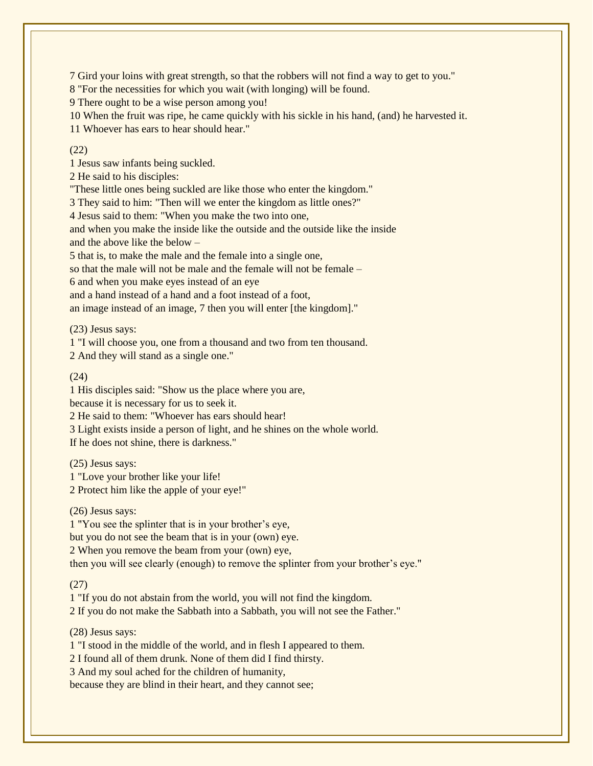7 Gird your loins with great strength, so that the robbers will not find a way to get to you."
8 "For the necessities for which you wait (with longing) will be found.
9 There ought to be a wise person among you!
10 When the fruit was ripe, he came quickly with his sickle in his hand, (and) he harvested it.
11 Whoever has ears to hear should hear."

(22)
1 Jesus saw infants being suckled.
2 He said to his disciples:
"These little ones being suckled are like those who enter the kingdom."
3 They said to him: "Then will we enter the kingdom as little ones?"
4 Jesus said to them: "When you make the two into one,
and when you make the inside like the outside and the outside like the inside
and the above like the below –
5 that is, to make the male and the female into a single one,
so that the male will not be male and the female will not be female –
6 and when you make eyes instead of an eye
and a hand instead of a hand and a foot instead of a foot,
an image instead of an image, 7 then you will enter [the kingdom]."

(23) Jesus says:
1 "I will choose you, one from a thousand and two from ten thousand.
2 And they will stand as a single one."

(24)
1 His disciples said: "Show us the place where you are,
because it is necessary for us to seek it.
2 He said to them: "Whoever has ears should hear!
3 Light exists inside a person of light, and he shines on the whole world.
If he does not shine, there is darkness."

(25) Jesus says:
1 "Love your brother like your life!
2 Protect him like the apple of your eye!"

(26) Jesus says:
1 "You see the splinter that is in your brother's eye,
but you do not see the beam that is in your (own) eye.
2 When you remove the beam from your (own) eye,
then you will see clearly (enough) to remove the splinter from your brother's eye."

(27)
1 "If you do not abstain from the world, you will not find the kingdom.
2 If you do not make the Sabbath into a Sabbath, you will not see the Father."

(28) Jesus says:
1 "I stood in the middle of the world, and in flesh I appeared to them.
2 I found all of them drunk. None of them did I find thirsty.
3 And my soul ached for the children of humanity,
because they are blind in their heart, and they cannot see;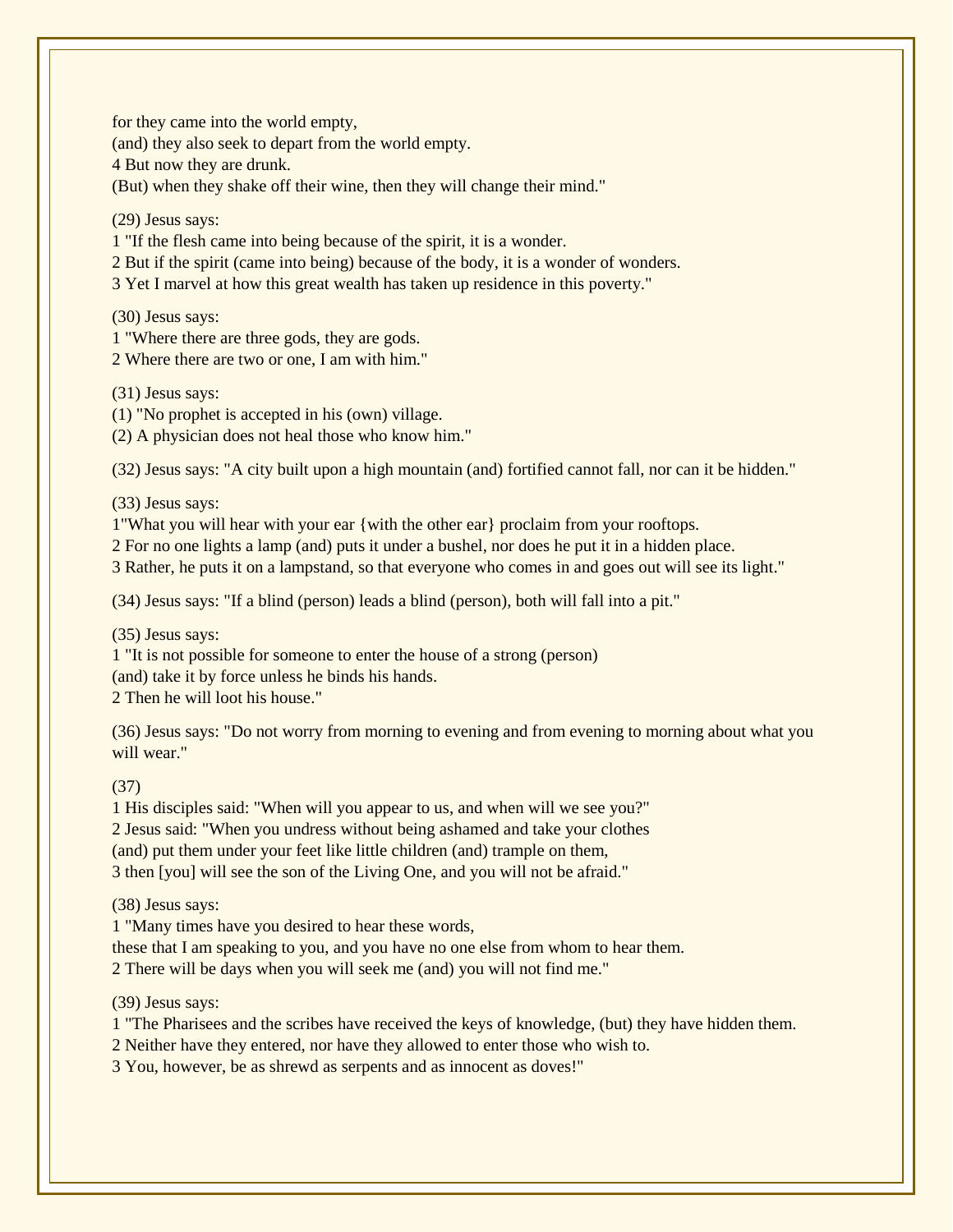for they came into the world empty,
(and) they also seek to depart from the world empty.
4 But now they are drunk.
(But) when they shake off their wine, then they will change their mind."

(29) Jesus says:
1 "If the flesh came into being because of the spirit, it is a wonder.
2 But if the spirit (came into being) because of the body, it is a wonder of wonders.
3 Yet I marvel at how this great wealth has taken up residence in this poverty."

(30) Jesus says:
1 "Where there are three gods, they are gods.
2 Where there are two or one, I am with him."

(31) Jesus says:
(1) "No prophet is accepted in his (own) village.
(2) A physician does not heal those who know him."

(32) Jesus says: "A city built upon a high mountain (and) fortified cannot fall, nor can it be hidden."

(33) Jesus says:
1"What you will hear with your ear {with the other ear} proclaim from your rooftops.
2 For no one lights a lamp (and) puts it under a bushel, nor does he put it in a hidden place.
3 Rather, he puts it on a lampstand, so that everyone who comes in and goes out will see its light."

(34) Jesus says: "If a blind (person) leads a blind (person), both will fall into a pit."

(35) Jesus says:
1 "It is not possible for someone to enter the house of a strong (person)
(and) take it by force unless he binds his hands.
2 Then he will loot his house."

(36) Jesus says: "Do not worry from morning to evening and from evening to morning about what you will wear."

(37)
1 His disciples said: "When will you appear to us, and when will we see you?"
2 Jesus said: "When you undress without being ashamed and take your clothes
(and) put them under your feet like little children (and) trample on them,
3 then [you] will see the son of the Living One, and you will not be afraid."

(38) Jesus says:
1 "Many times have you desired to hear these words,
these that I am speaking to you, and you have no one else from whom to hear them.
2 There will be days when you will seek me (and) you will not find me."

(39) Jesus says:
1 "The Pharisees and the scribes have received the keys of knowledge, (but) they have hidden them.
2 Neither have they entered, nor have they allowed to enter those who wish to.
3 You, however, be as shrewd as serpents and as innocent as doves!"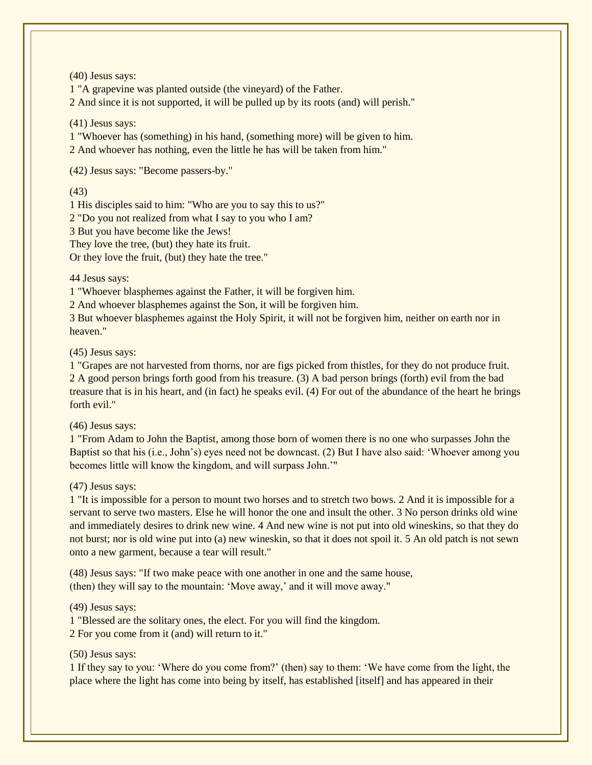(40) Jesus says:
1 "A grapevine was planted outside (the vineyard) of the Father.
2 And since it is not supported, it will be pulled up by its roots (and) will perish."

(41) Jesus says:
1 "Whoever has (something) in his hand, (something more) will be given to him.
2 And whoever has nothing, even the little he has will be taken from him."

(42) Jesus says: "Become passers-by."

(43)
1 His disciples said to him: "Who are you to say this to us?"
2 "Do you not realized from what I say to you who I am?
3 But you have become like the Jews!
They love the tree, (but) they hate its fruit.
Or they love the fruit, (but) they hate the tree."

44 Jesus says:
1 "Whoever blasphemes against the Father, it will be forgiven him.
2 And whoever blasphemes against the Son, it will be forgiven him.
3 But whoever blasphemes against the Holy Spirit, it will not be forgiven him, neither on earth nor in heaven."

(45) Jesus says:
1 "Grapes are not harvested from thorns, nor are figs picked from thistles, for they do not produce fruit.
2 A good person brings forth good from his treasure. (3) A bad person brings (forth) evil from the bad treasure that is in his heart, and (in fact) he speaks evil. (4) For out of the abundance of the heart he brings forth evil."

(46) Jesus says:
1 "From Adam to John the Baptist, among those born of women there is no one who surpasses John the Baptist so that his (i.e., John's) eyes need not be downcast. (2) But I have also said: 'Whoever among you becomes little will know the kingdom, and will surpass John.'"

(47) Jesus says:
1 "It is impossible for a person to mount two horses and to stretch two bows. 2 And it is impossible for a servant to serve two masters. Else he will honor the one and insult the other. 3 No person drinks old wine and immediately desires to drink new wine. 4 And new wine is not put into old wineskins, so that they do not burst; nor is old wine put into (a) new wineskin, so that it does not spoil it. 5 An old patch is not sewn onto a new garment, because a tear will result."

(48) Jesus says: "If two make peace with one another in one and the same house,
(then) they will say to the mountain: 'Move away,' and it will move away."

(49) Jesus says:
1 "Blessed are the solitary ones, the elect. For you will find the kingdom.
2 For you come from it (and) will return to it."

(50) Jesus says:
1 If they say to you: 'Where do you come from?' (then) say to them: 'We have come from the light, the place where the light has come into being by itself, has established [itself] and has appeared in their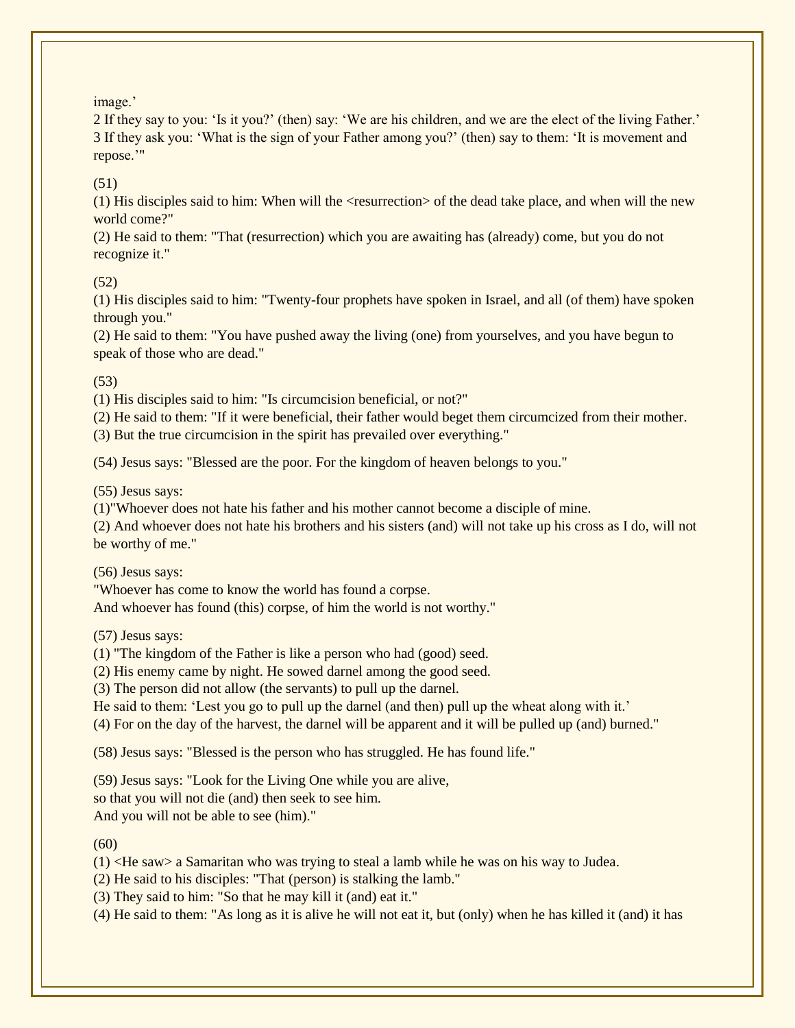image.'
2 If they say to you: 'Is it you?' (then) say: 'We are his children, and we are the elect of the living Father.'
3 If they ask you: 'What is the sign of your Father among you?' (then) say to them: 'It is movement and repose.'"

(51)
(1) His disciples said to him: When will the <resurrection> of the dead take place, and when will the new world come?"
(2) He said to them: "That (resurrection) which you are awaiting has (already) come, but you do not recognize it."

(52)
(1) His disciples said to him: "Twenty-four prophets have spoken in Israel, and all (of them) have spoken through you."
(2) He said to them: "You have pushed away the living (one) from yourselves, and you have begun to speak of those who are dead."

(53)
(1) His disciples said to him: "Is circumcision beneficial, or not?"
(2) He said to them: "If it were beneficial, their father would beget them circumcized from their mother.
(3) But the true circumcision in the spirit has prevailed over everything."

(54) Jesus says: "Blessed are the poor. For the kingdom of heaven belongs to you."

(55) Jesus says:
(1)"Whoever does not hate his father and his mother cannot become a disciple of mine.
(2) And whoever does not hate his brothers and his sisters (and) will not take up his cross as I do, will not be worthy of me."

(56) Jesus says:
"Whoever has come to know the world has found a corpse.
And whoever has found (this) corpse, of him the world is not worthy."

(57) Jesus says:
(1) "The kingdom of the Father is like a person who had (good) seed.
(2) His enemy came by night. He sowed darnel among the good seed.
(3) The person did not allow (the servants) to pull up the darnel.
He said to them: 'Lest you go to pull up the darnel (and then) pull up the wheat along with it.'
(4) For on the day of the harvest, the darnel will be apparent and it will be pulled up (and) burned."

(58) Jesus says: "Blessed is the person who has struggled. He has found life."

(59) Jesus says: "Look for the Living One while you are alive,
so that you will not die (and) then seek to see him.
And you will not be able to see (him)."

(60)
(1) <He saw> a Samaritan who was trying to steal a lamb while he was on his way to Judea.
(2) He said to his disciples: "That (person) is stalking the lamb."
(3) They said to him: "So that he may kill it (and) eat it."
(4) He said to them: "As long as it is alive he will not eat it, but (only) when he has killed it (and) it has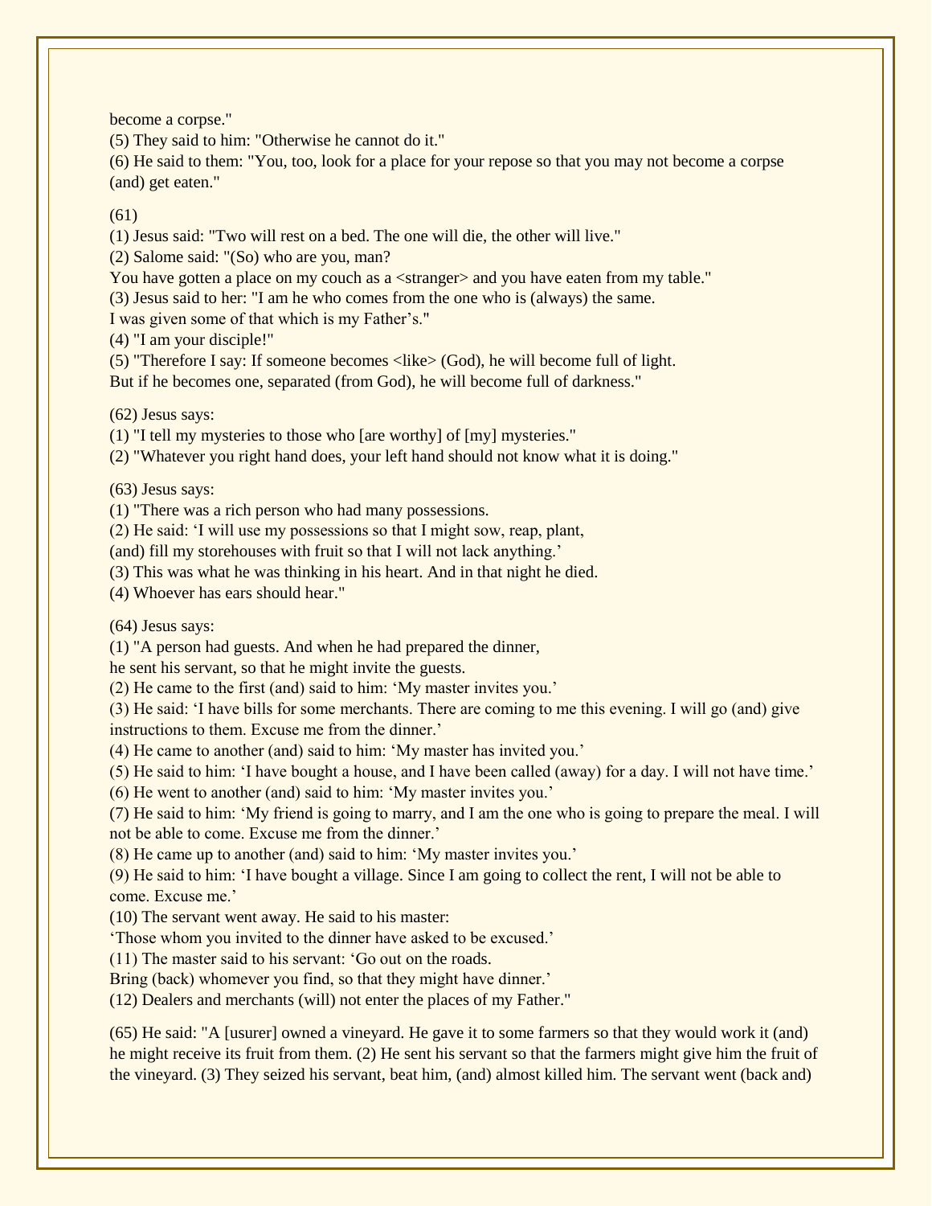become a corpse."
(5) They said to him: "Otherwise he cannot do it."
(6) He said to them: "You, too, look for a place for your repose so that you may not become a corpse (and) get eaten."

(61)
(1) Jesus said: "Two will rest on a bed. The one will die, the other will live."
(2) Salome said: "(So) who are you, man?
You have gotten a place on my couch as a <stranger> and you have eaten from my table."
(3) Jesus said to her: "I am he who comes from the one who is (always) the same.
I was given some of that which is my Father's."
(4) "I am your disciple!"
(5) "Therefore I say: If someone becomes <like> (God), he will become full of light.
But if he becomes one, separated (from God), he will become full of darkness."

(62) Jesus says:
(1) "I tell my mysteries to those who [are worthy] of [my] mysteries."
(2) "Whatever you right hand does, your left hand should not know what it is doing."

(63) Jesus says:
(1) "There was a rich person who had many possessions.
(2) He said: 'I will use my possessions so that I might sow, reap, plant,
(and) fill my storehouses with fruit so that I will not lack anything.'
(3) This was what he was thinking in his heart. And in that night he died.
(4) Whoever has ears should hear."

(64) Jesus says:
(1) "A person had guests. And when he had prepared the dinner,
he sent his servant, so that he might invite the guests.
(2) He came to the first (and) said to him: 'My master invites you.'
(3) He said: 'I have bills for some merchants. There are coming to me this evening. I will go (and) give instructions to them. Excuse me from the dinner.'
(4) He came to another (and) said to him: 'My master has invited you.'
(5) He said to him: 'I have bought a house, and I have been called (away) for a day. I will not have time.'
(6) He went to another (and) said to him: 'My master invites you.'
(7) He said to him: 'My friend is going to marry, and I am the one who is going to prepare the meal. I will not be able to come. Excuse me from the dinner.'
(8) He came up to another (and) said to him: 'My master invites you.'
(9) He said to him: 'I have bought a village. Since I am going to collect the rent, I will not be able to come. Excuse me.'
(10) The servant went away. He said to his master:
'Those whom you invited to the dinner have asked to be excused.'
(11) The master said to his servant: 'Go out on the roads.
Bring (back) whomever you find, so that they might have dinner.'
(12) Dealers and merchants (will) not enter the places of my Father."

(65) He said: "A [usurer] owned a vineyard. He gave it to some farmers so that they would work it (and) he might receive its fruit from them. (2) He sent his servant so that the farmers might give him the fruit of the vineyard. (3) They seized his servant, beat him, (and) almost killed him. The servant went (back and)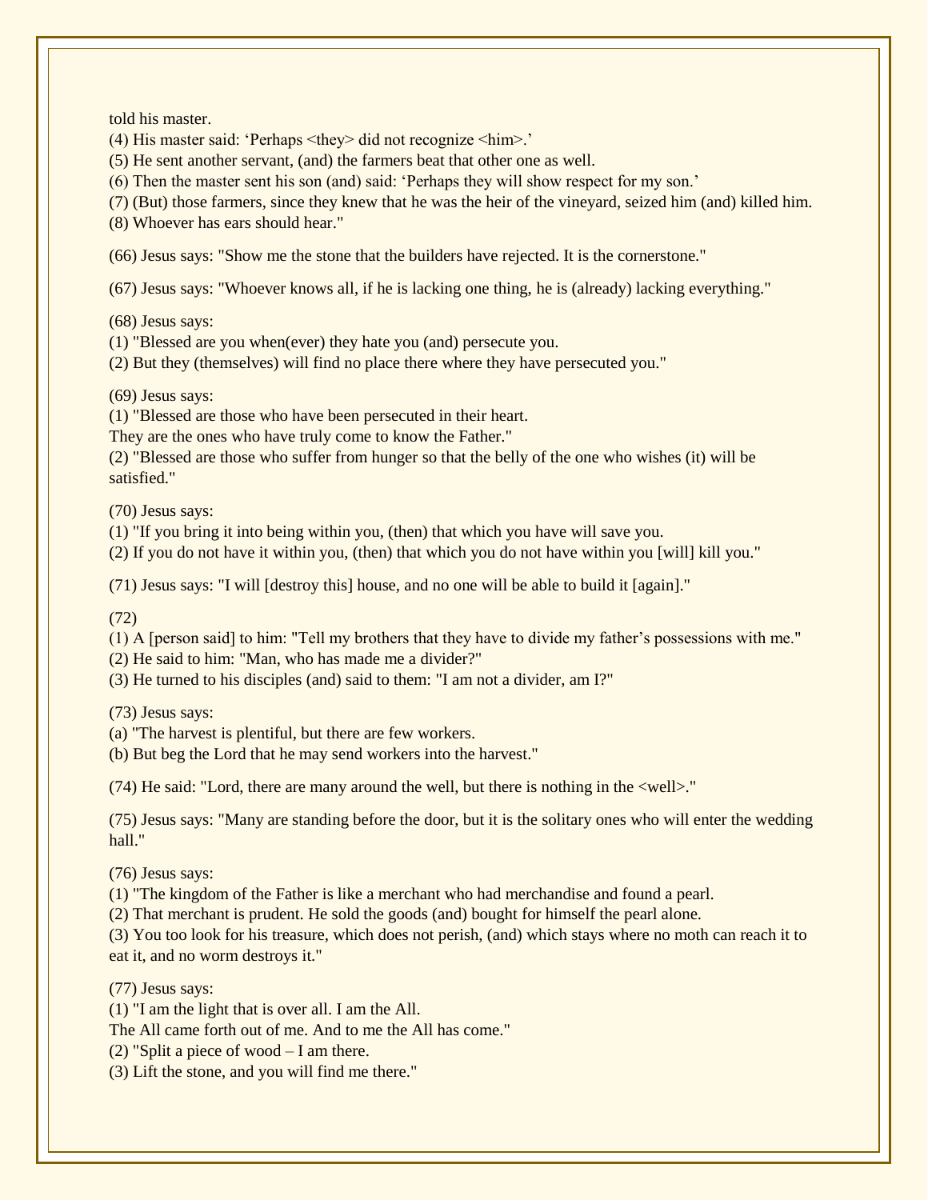told his master.
(4) His master said: ‘Perhaps <they> did not recognize <him>.’
(5) He sent another servant, (and) the farmers beat that other one as well.
(6) Then the master sent his son (and) said: ‘Perhaps they will show respect for my son.’
(7) (But) those farmers, since they knew that he was the heir of the vineyard, seized him (and) killed him.
(8) Whoever has ears should hear."

(66) Jesus says: "Show me the stone that the builders have rejected. It is the cornerstone."

(67) Jesus says: "Whoever knows all, if he is lacking one thing, he is (already) lacking everything."

(68) Jesus says:
(1) "Blessed are you when(ever) they hate you (and) persecute you.
(2) But they (themselves) will find no place there where they have persecuted you."

(69) Jesus says:
(1) "Blessed are those who have been persecuted in their heart.
They are the ones who have truly come to know the Father."
(2) "Blessed are those who suffer from hunger so that the belly of the one who wishes (it) will be satisfied."

(70) Jesus says:
(1) "If you bring it into being within you, (then) that which you have will save you.
(2) If you do not have it within you, (then) that which you do not have within you [will] kill you."

(71) Jesus says: "I will [destroy this] house, and no one will be able to build it [again]."

(72)
(1) A [person said] to him: "Tell my brothers that they have to divide my father’s possessions with me."
(2) He said to him: "Man, who has made me a divider?"
(3) He turned to his disciples (and) said to them: "I am not a divider, am I?"

(73) Jesus says:
(a) "The harvest is plentiful, but there are few workers.
(b) But beg the Lord that he may send workers into the harvest."

(74) He said: "Lord, there are many around the well, but there is nothing in the <well>."

(75) Jesus says: "Many are standing before the door, but it is the solitary ones who will enter the wedding hall."

(76) Jesus says:
(1) "The kingdom of the Father is like a merchant who had merchandise and found a pearl.
(2) That merchant is prudent. He sold the goods (and) bought for himself the pearl alone.
(3) You too look for his treasure, which does not perish, (and) which stays where no moth can reach it to eat it, and no worm destroys it."

(77) Jesus says:
(1) "I am the light that is over all. I am the All.
The All came forth out of me. And to me the All has come."
(2) "Split a piece of wood – I am there.
(3) Lift the stone, and you will find me there."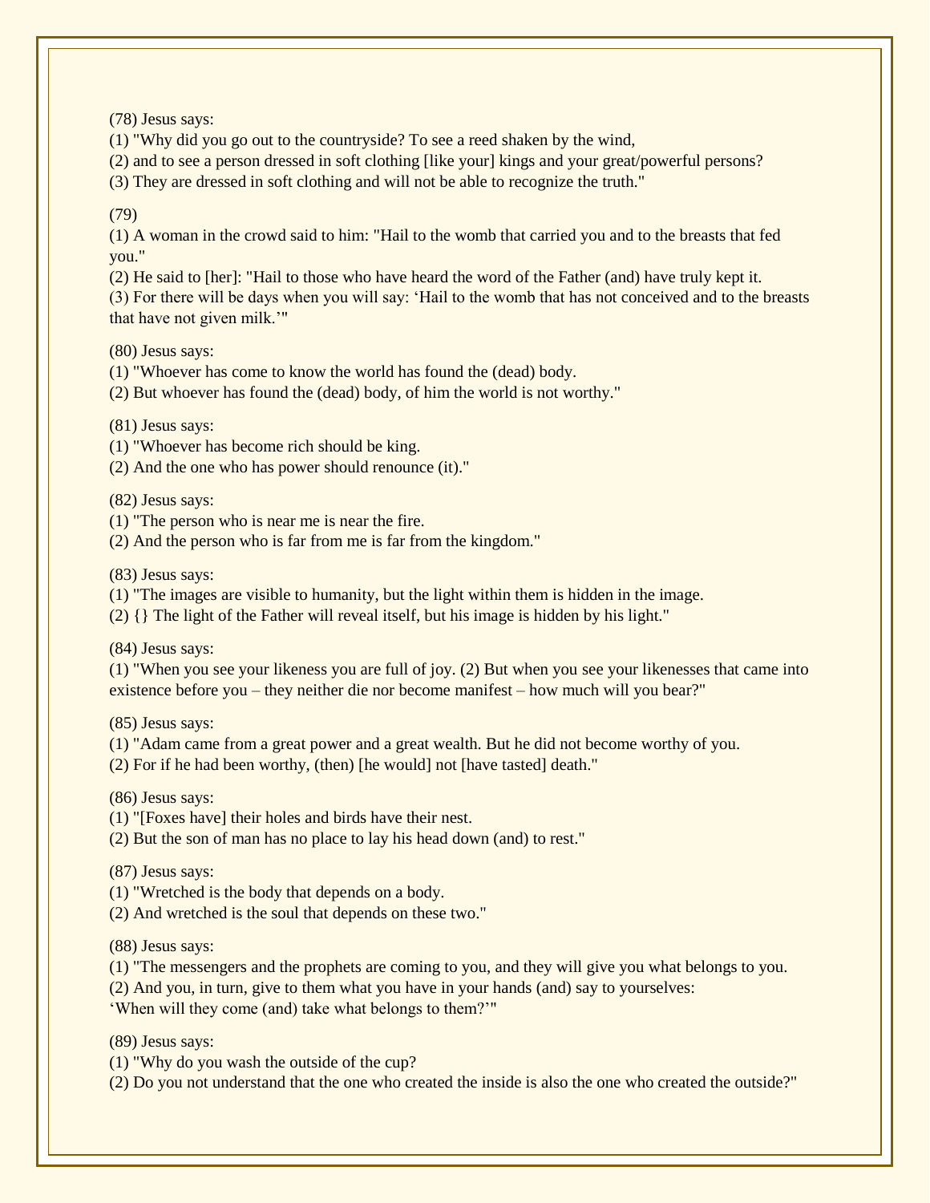(78) Jesus says:
(1) "Why did you go out to the countryside? To see a reed shaken by the wind,
(2) and to see a person dressed in soft clothing [like your] kings and your great/powerful persons?
(3) They are dressed in soft clothing and will not be able to recognize the truth."

(79)
(1) A woman in the crowd said to him: "Hail to the womb that carried you and to the breasts that fed you."
(2) He said to [her]: "Hail to those who have heard the word of the Father (and) have truly kept it.
(3) For there will be days when you will say: 'Hail to the womb that has not conceived and to the breasts that have not given milk.'"

(80) Jesus says:
(1) "Whoever has come to know the world has found the (dead) body.
(2) But whoever has found the (dead) body, of him the world is not worthy."

(81) Jesus says:
(1) "Whoever has become rich should be king.
(2) And the one who has power should renounce (it)."

(82) Jesus says:
(1) "The person who is near me is near the fire.
(2) And the person who is far from me is far from the kingdom."

(83) Jesus says:
(1) "The images are visible to humanity, but the light within them is hidden in the image.
(2) {} The light of the Father will reveal itself, but his image is hidden by his light."

(84) Jesus says:
(1) "When you see your likeness you are full of joy. (2) But when you see your likenesses that came into existence before you – they neither die nor become manifest – how much will you bear?"

(85) Jesus says:
(1) "Adam came from a great power and a great wealth. But he did not become worthy of you.
(2) For if he had been worthy, (then) [he would] not [have tasted] death."

(86) Jesus says:
(1) "[Foxes have] their holes and birds have their nest.
(2) But the son of man has no place to lay his head down (and) to rest."

(87) Jesus says:
(1) "Wretched is the body that depends on a body.
(2) And wretched is the soul that depends on these two."

(88) Jesus says:
(1) "The messengers and the prophets are coming to you, and they will give you what belongs to you.
(2) And you, in turn, give to them what you have in your hands (and) say to yourselves:
'When will they come (and) take what belongs to them?'"

(89) Jesus says:
(1) "Why do you wash the outside of the cup?
(2) Do you not understand that the one who created the inside is also the one who created the outside?"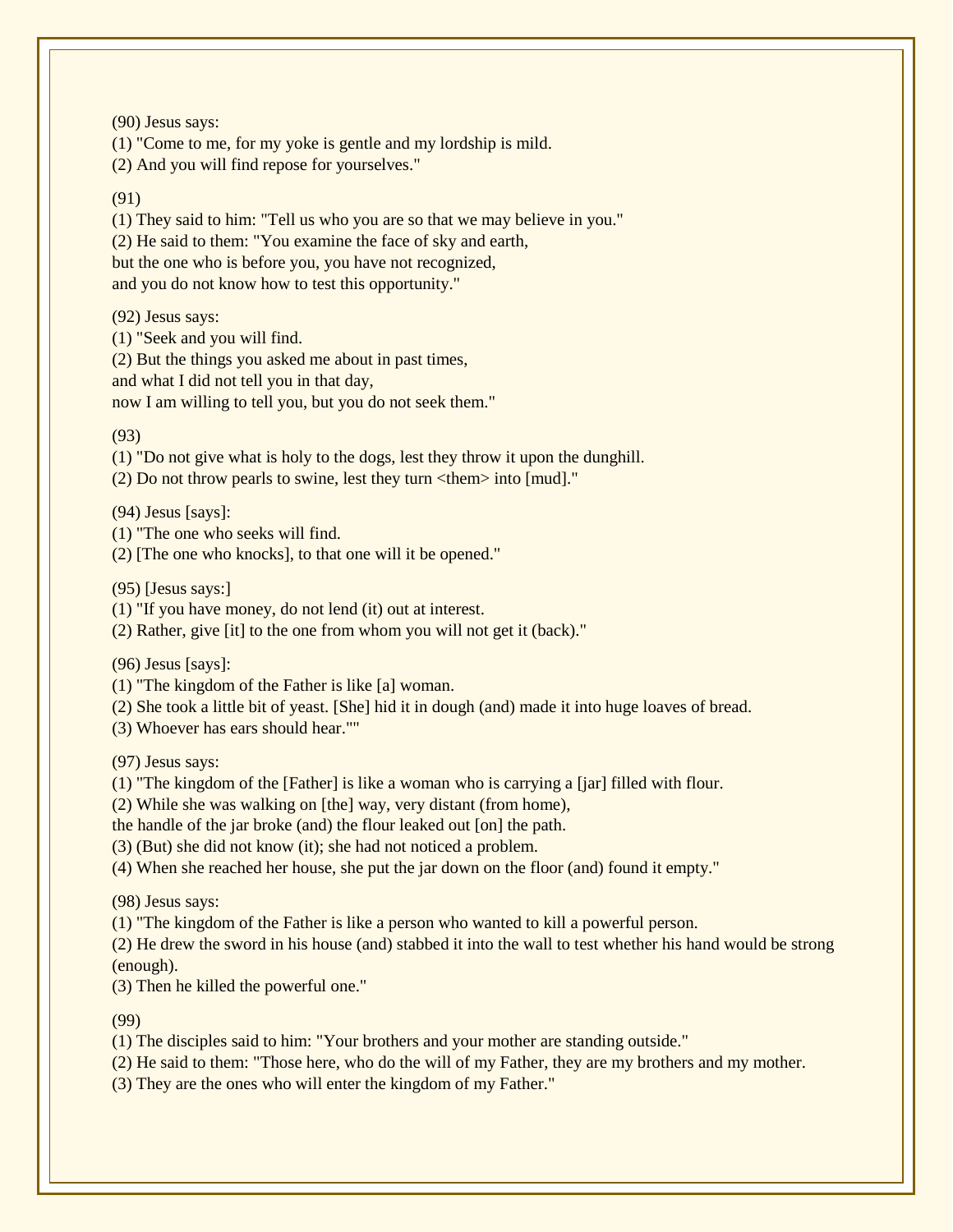(90) Jesus says:
(1) "Come to me, for my yoke is gentle and my lordship is mild.
(2) And you will find repose for yourselves."

(91)
(1) They said to him: "Tell us who you are so that we may believe in you."
(2) He said to them: "You examine the face of sky and earth,
but the one who is before you, you have not recognized,
and you do not know how to test this opportunity."

(92) Jesus says:
(1) "Seek and you will find.
(2) But the things you asked me about in past times,
and what I did not tell you in that day,
now I am willing to tell you, but you do not seek them."

(93)
(1) "Do not give what is holy to the dogs, lest they throw it upon the dunghill.
(2) Do not throw pearls to swine, lest they turn <them> into [mud]."

(94) Jesus [says]:
(1) "The one who seeks will find.
(2) [The one who knocks], to that one will it be opened."

(95) [Jesus says:]
(1) "If you have money, do not lend (it) out at interest.
(2) Rather, give [it] to the one from whom you will not get it (back)."

(96) Jesus [says]:
(1) "The kingdom of the Father is like [a] woman.
(2) She took a little bit of yeast. [She] hid it in dough (and) made it into huge loaves of bread.
(3) Whoever has ears should hear.""

(97) Jesus says:
(1) "The kingdom of the [Father] is like a woman who is carrying a [jar] filled with flour.
(2) While she was walking on [the] way, very distant (from home),
the handle of the jar broke (and) the flour leaked out [on] the path.
(3) (But) she did not know (it); she had not noticed a problem.
(4) When she reached her house, she put the jar down on the floor (and) found it empty."

(98) Jesus says:
(1) "The kingdom of the Father is like a person who wanted to kill a powerful person.
(2) He drew the sword in his house (and) stabbed it into the wall to test whether his hand would be strong (enough).
(3) Then he killed the powerful one."

(99)
(1) The disciples said to him: "Your brothers and your mother are standing outside."
(2) He said to them: "Those here, who do the will of my Father, they are my brothers and my mother.
(3) They are the ones who will enter the kingdom of my Father."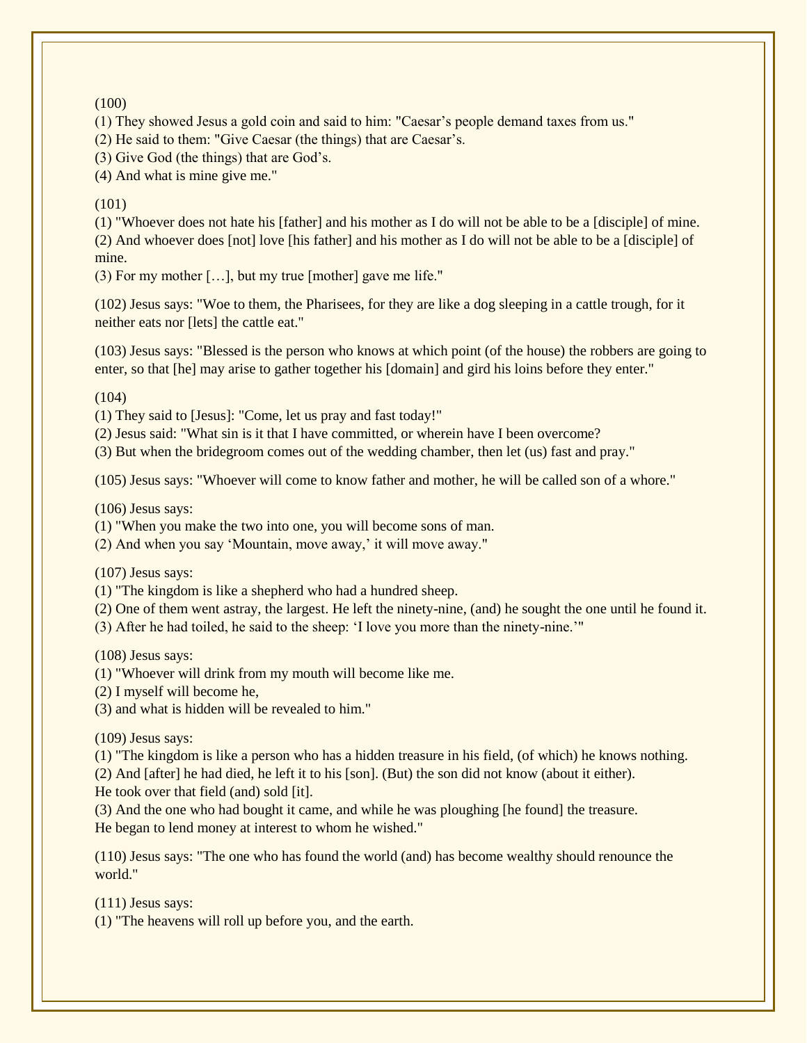(100)
(1) They showed Jesus a gold coin and said to him: "Caesar's people demand taxes from us."
(2) He said to them: "Give Caesar (the things) that are Caesar's.
(3) Give God (the things) that are God's.
(4) And what is mine give me."

(101)
(1) "Whoever does not hate his [father] and his mother as I do will not be able to be a [disciple] of mine.
(2) And whoever does [not] love [his father] and his mother as I do will not be able to be a [disciple] of mine.
(3) For my mother […], but my true [mother] gave me life."

(102) Jesus says: "Woe to them, the Pharisees, for they are like a dog sleeping in a cattle trough, for it neither eats nor [lets] the cattle eat."

(103) Jesus says: "Blessed is the person who knows at which point (of the house) the robbers are going to enter, so that [he] may arise to gather together his [domain] and gird his loins before they enter."

(104)
(1) They said to [Jesus]: "Come, let us pray and fast today!"
(2) Jesus said: "What sin is it that I have committed, or wherein have I been overcome?
(3) But when the bridegroom comes out of the wedding chamber, then let (us) fast and pray."

(105) Jesus says: "Whoever will come to know father and mother, he will be called son of a whore."

(106) Jesus says:
(1) "When you make the two into one, you will become sons of man.
(2) And when you say 'Mountain, move away,' it will move away."

(107) Jesus says:
(1) "The kingdom is like a shepherd who had a hundred sheep.
(2) One of them went astray, the largest. He left the ninety-nine, (and) he sought the one until he found it.
(3) After he had toiled, he said to the sheep: 'I love you more than the ninety-nine.'"

(108) Jesus says:
(1) "Whoever will drink from my mouth will become like me.
(2) I myself will become he,
(3) and what is hidden will be revealed to him."

(109) Jesus says:
(1) "The kingdom is like a person who has a hidden treasure in his field, (of which) he knows nothing.
(2) And [after] he had died, he left it to his [son]. (But) the son did not know (about it either). He took over that field (and) sold [it].
(3) And the one who had bought it came, and while he was ploughing [he found] the treasure. He began to lend money at interest to whom he wished."

(110) Jesus says: "The one who has found the world (and) has become wealthy should renounce the world."

(111) Jesus says:
(1) "The heavens will roll up before you, and the earth.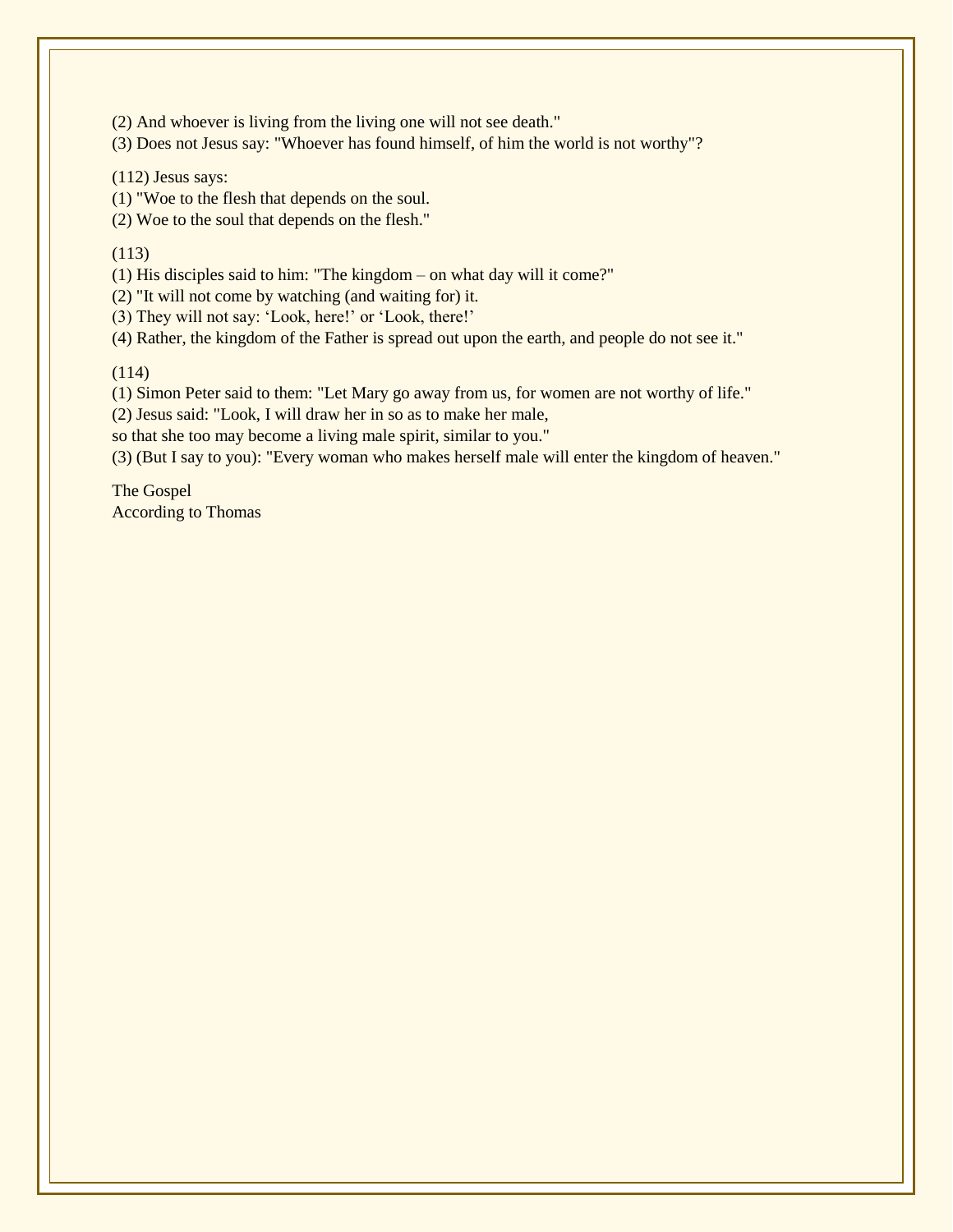(2) And whoever is living from the living one will not see death."
(3) Does not Jesus say: "Whoever has found himself, of him the world is not worthy"?

(112) Jesus says:
(1) "Woe to the flesh that depends on the soul.
(2) Woe to the soul that depends on the flesh."

(113)
(1) His disciples said to him: "The kingdom – on what day will it come?"
(2) "It will not come by watching (and waiting for) it.
(3) They will not say: 'Look, here!' or 'Look, there!'
(4) Rather, the kingdom of the Father is spread out upon the earth, and people do not see it."

(114)
(1) Simon Peter said to them: "Let Mary go away from us, for women are not worthy of life."
(2) Jesus said: "Look, I will draw her in so as to make her male,
so that she too may become a living male spirit, similar to you."
(3) (But I say to you): "Every woman who makes herself male will enter the kingdom of heaven."

The Gospel
According to Thomas